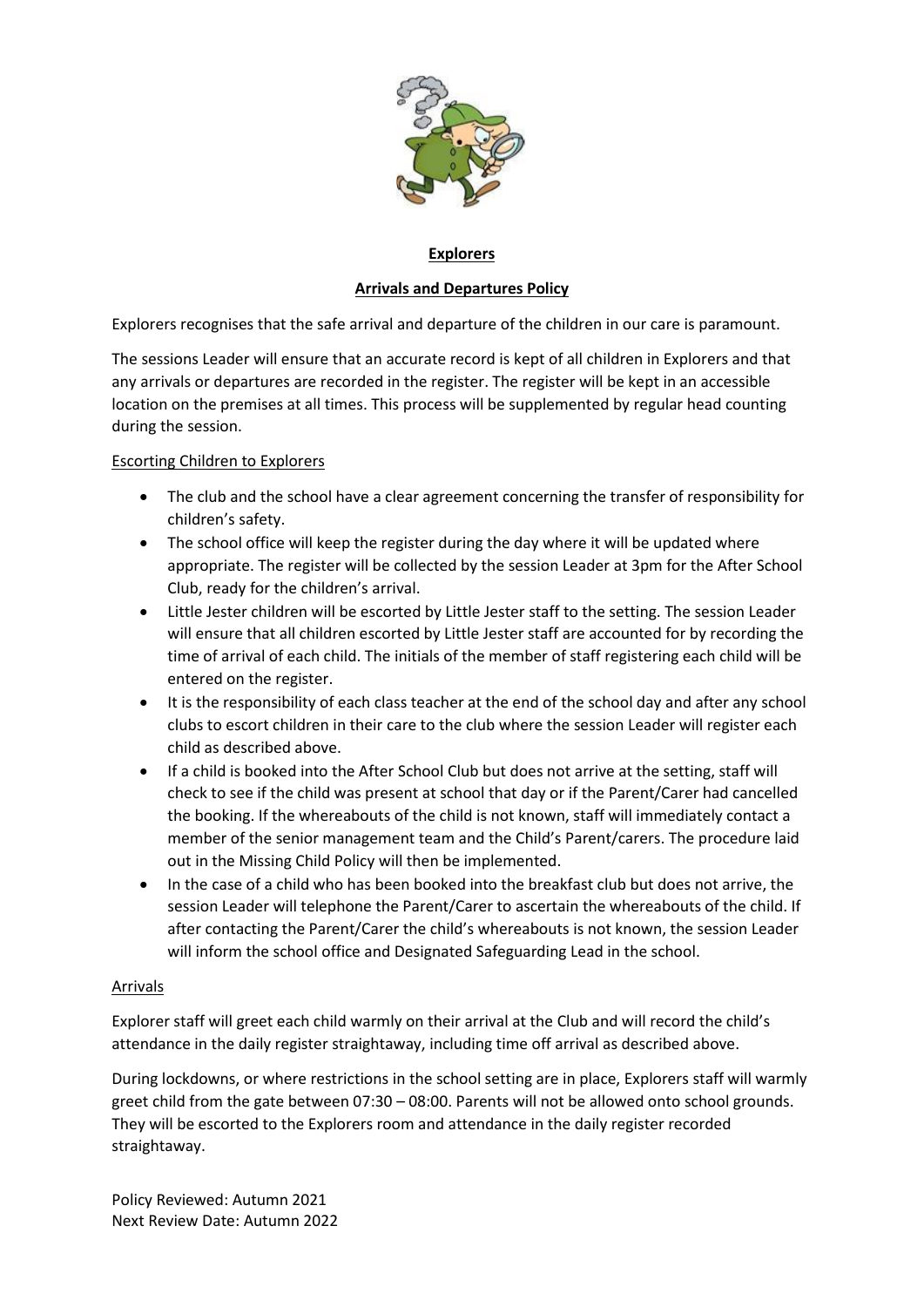# Explorers

## Arrivals and Departures Policy

Explorers recognises that the safe arrival and departure of the children in our care is paramount.

The sessions Leader will ensure that an accurate record is kept of all children in Explorers and that any arrivals or departures are recorded in the register. The register will be kept in an accessible location on the premises at all times. This process will be supplemented by regular head counting during the session.

### Escorting Children to Explorers

- The club and the school have a clear agreement concerning the transfer of responsibility for children's safety.
- The school office will keep the register during the day where it will be updated where appropriate. The register will be collected by the session Leader at 3pm for the After School Club, ready for the children's arrival.
- Little Jester children will be escorted by Little Jester staff to the setting. The session Leader will ensure that all children escorted by Little Jester staff are accounted for by recording the time of arrival of each child. The initials of the member of staff registering each child will be entered on the register.
- It is the responsibility of each class teacher at the end of the school day and after any school clubs to escort children in their care to the club where the session Leader will register each child as described above.
- If a child is booked into the After School Club but does not arrive at the setting, staff will check to see if the child was present at school that day or if the Parent/Carer had cancelled the booking. If the whereabouts of the child is not known, staff will immediately contact a member of the senior management team and the Child's Parent/carers. The procedure laid out in the Missing Child Policy will then be implemented.
- In the case of a child who has been booked into the breakfast club but does not arrive, the session Leader will telephone the Parent/Carer to ascertain the whereabouts of the child. If after contacting the Parent/Carer the child's whereabouts is not known, the session Leader will inform the school office and Designated Safeguarding Lead in the school.

### Arrivals

Explorer staff will greet each child warmly on their arrival at the Club and will record the child's attendance in the daily register straightaway, including time off arrival as described above.

During lockdowns, or where restrictions in the school setting are in place, Explorers staff will warmly greet child from the gate between 07:30 – 08:00. Parents will not be allowed onto school grounds. They will be escorted to the Explorers room and attendance in the daily register recorded straightaway.

Policy Reviewed: Autumn 2021
Next Review Date: Autumn 2022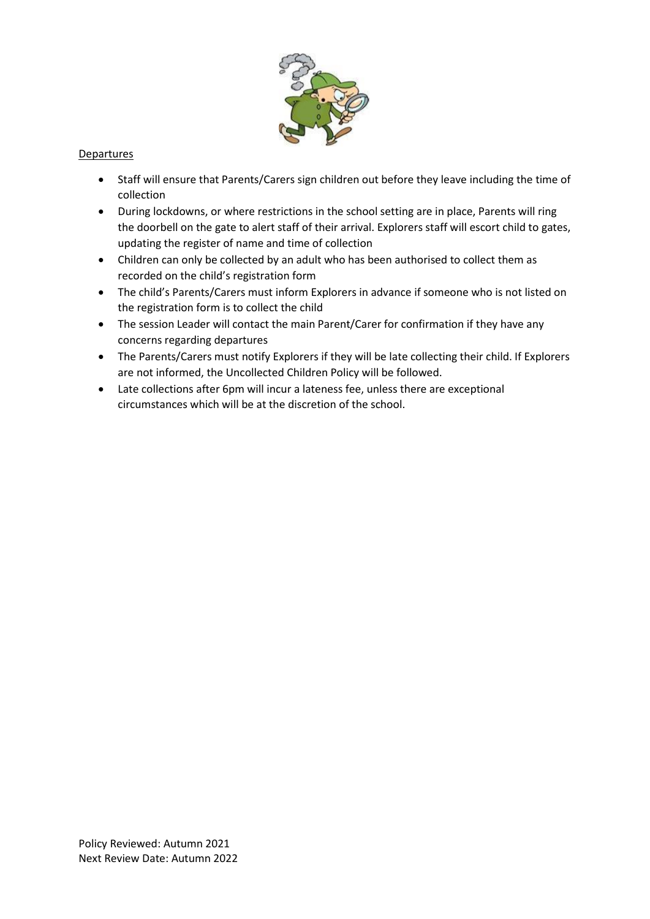Departures

- Staff will ensure that Parents/Carers sign children out before they leave including the time of collection
- During lockdowns, or where restrictions in the school setting are in place, Parents will ring the doorbell on the gate to alert staff of their arrival. Explorers staff will escort child to gates, updating the register of name and time of collection
- Children can only be collected by an adult who has been authorised to collect them as recorded on the child's registration form
- The child's Parents/Carers must inform Explorers in advance if someone who is not listed on the registration form is to collect the child
- The session Leader will contact the main Parent/Carer for confirmation if they have any concerns regarding departures
- The Parents/Carers must notify Explorers if they will be late collecting their child. If Explorers are not informed, the Uncollected Children Policy will be followed.
- Late collections after 6pm will incur a lateness fee, unless there are exceptional circumstances which will be at the discretion of the school.

Policy Reviewed: Autumn 2021
Next Review Date: Autumn 2022